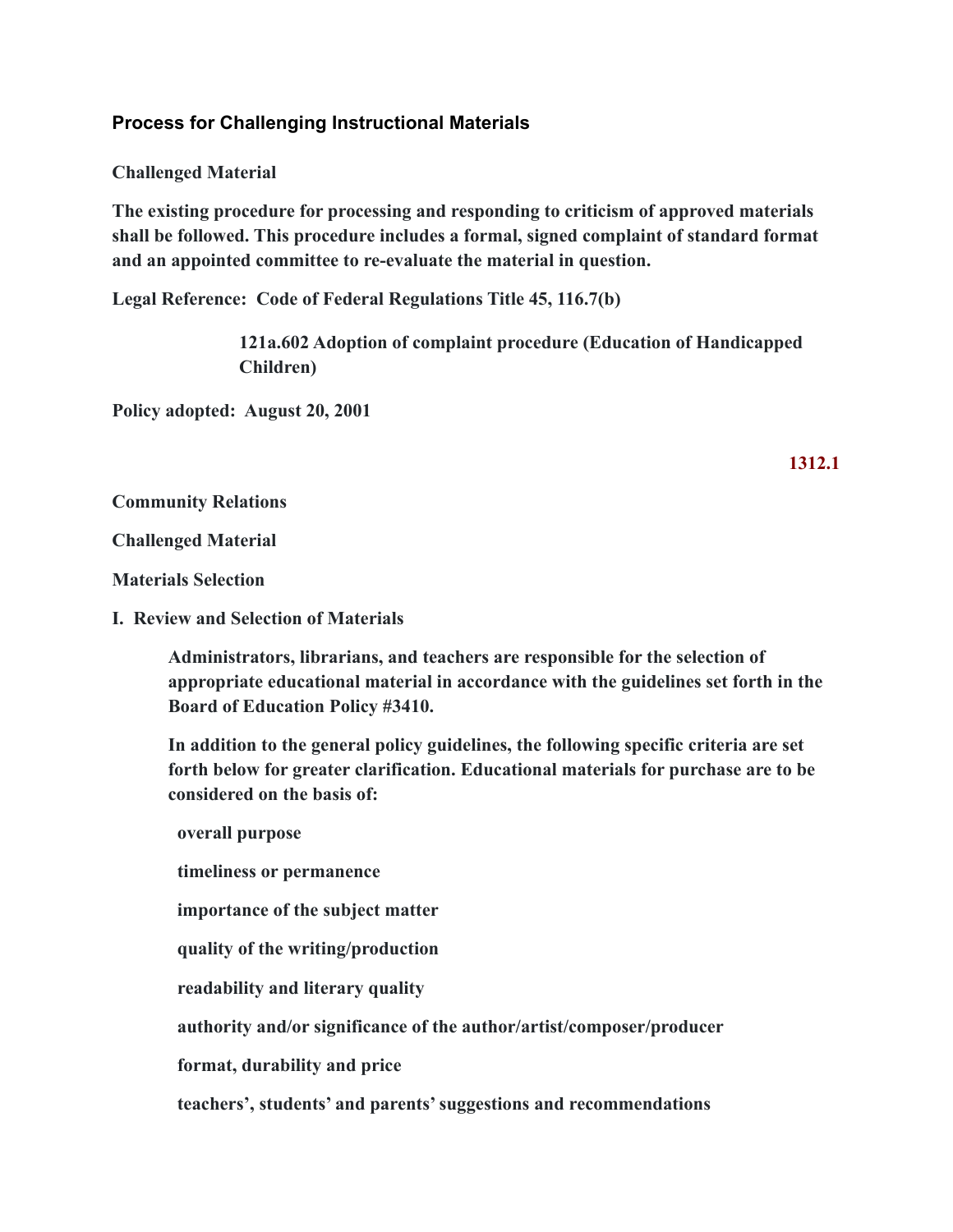## Process for Challenging Instructional Materials

**Challenged Material**

**The existing procedure for processing and responding to criticism of approved materials shall be followed. This procedure includes a formal, signed complaint of standard format and an appointed committee to re-evaluate the material in question.**

**Legal Reference: Code of Federal Regulations Title 45, 116.7(b)**

> **121a.602 Adoption of complaint procedure (Education of Handicapped Children)**

**Policy adopted: August 20, 2001**

**1312.1**

**Community Relations**

**Challenged Material**

**Materials Selection**

**I. Review and Selection of Materials**

**Administrators, librarians, and teachers are responsible for the selection of appropriate educational material in accordance with the guidelines set forth in the Board of Education Policy #3410.**

**In addition to the general policy guidelines, the following specific criteria are set forth below for greater clarification. Educational materials for purchase are to be considered on the basis of:**

- **overall purpose**
- **timeliness or permanence**
- **importance of the subject matter**
- **quality of the writing/production**
- **readability and literary quality**
- **authority and/or significance of the author/artist/composer/producer**
- **format, durability and price**
- **teachers', students' and parents' suggestions and recommendations**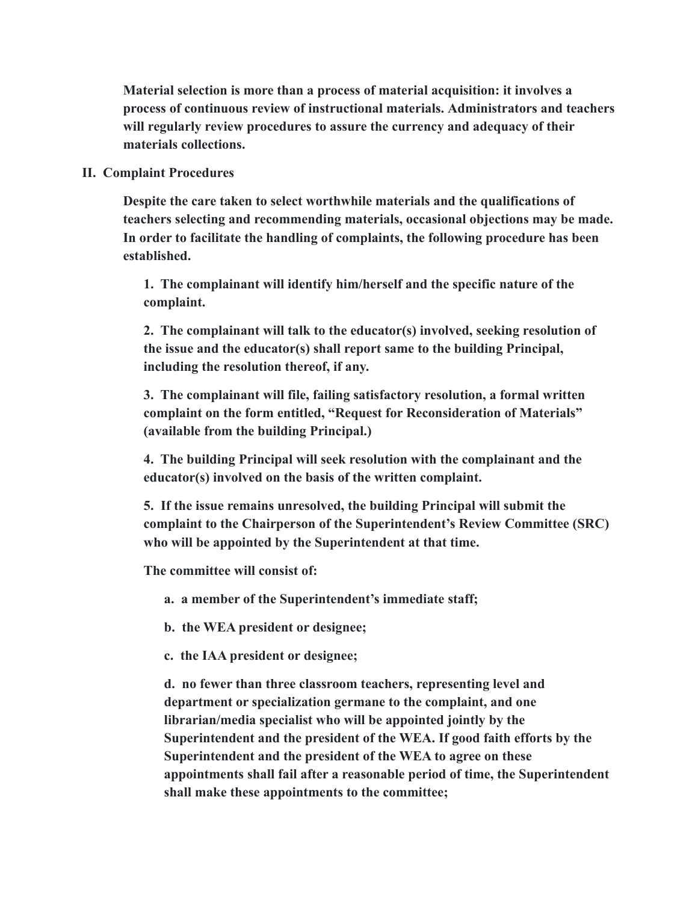**Material selection is more than a process of material acquisition: it involves a process of continuous review of instructional materials. Administrators and teachers will regularly review procedures to assure the currency and adequacy of their materials collections.**

## II. Complaint Procedures

**Despite the care taken to select worthwhile materials and the qualifications of teachers selecting and recommending materials, occasional objections may be made. In order to facilitate the handling of complaints, the following procedure has been established.**

**1. The complainant will identify him/herself and the specific nature of the complaint.**

**2. The complainant will talk to the educator(s) involved, seeking resolution of the issue and the educator(s) shall report same to the building Principal, including the resolution thereof, if any.**

**3. The complainant will file, failing satisfactory resolution, a formal written complaint on the form entitled, "Request for Reconsideration of Materials" (available from the building Principal.)**

**4. The building Principal will seek resolution with the complainant and the educator(s) involved on the basis of the written complaint.**

**5. If the issue remains unresolved, the building Principal will submit the complaint to the Chairperson of the Superintendent's Review Committee (SRC) who will be appointed by the Superintendent at that time.**

**The committee will consist of:**

**a. a member of the Superintendent's immediate staff;**

**b. the WEA president or designee;**

**c. the IAA president or designee;**

**d. no fewer than three classroom teachers, representing level and department or specialization germane to the complaint, and one librarian/media specialist who will be appointed jointly by the Superintendent and the president of the WEA. If good faith efforts by the Superintendent and the president of the WEA to agree on these appointments shall fail after a reasonable period of time, the Superintendent shall make these appointments to the committee;**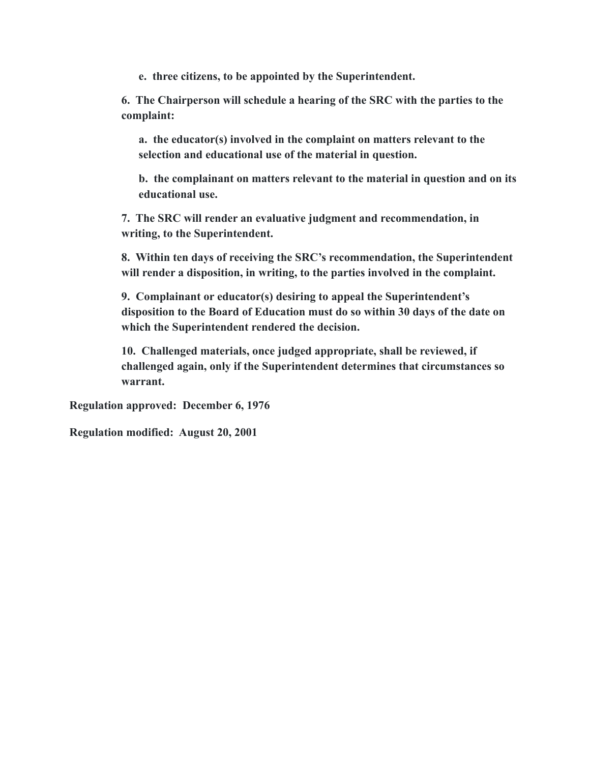**e. three citizens, to be appointed by the Superintendent.**

**6. The Chairperson will schedule a hearing of the SRC with the parties to the complaint:**

**a. the educator(s) involved in the complaint on matters relevant to the selection and educational use of the material in question.**

**b. the complainant on matters relevant to the material in question and on its educational use.**

**7. The SRC will render an evaluative judgment and recommendation, in writing, to the Superintendent.**

**8. Within ten days of receiving the SRC's recommendation, the Superintendent will render a disposition, in writing, to the parties involved in the complaint.**

**9. Complainant or educator(s) desiring to appeal the Superintendent's disposition to the Board of Education must do so within 30 days of the date on which the Superintendent rendered the decision.**

**10. Challenged materials, once judged appropriate, shall be reviewed, if challenged again, only if the Superintendent determines that circumstances so warrant.**

**Regulation approved: December 6, 1976**

**Regulation modified: August 20, 2001**